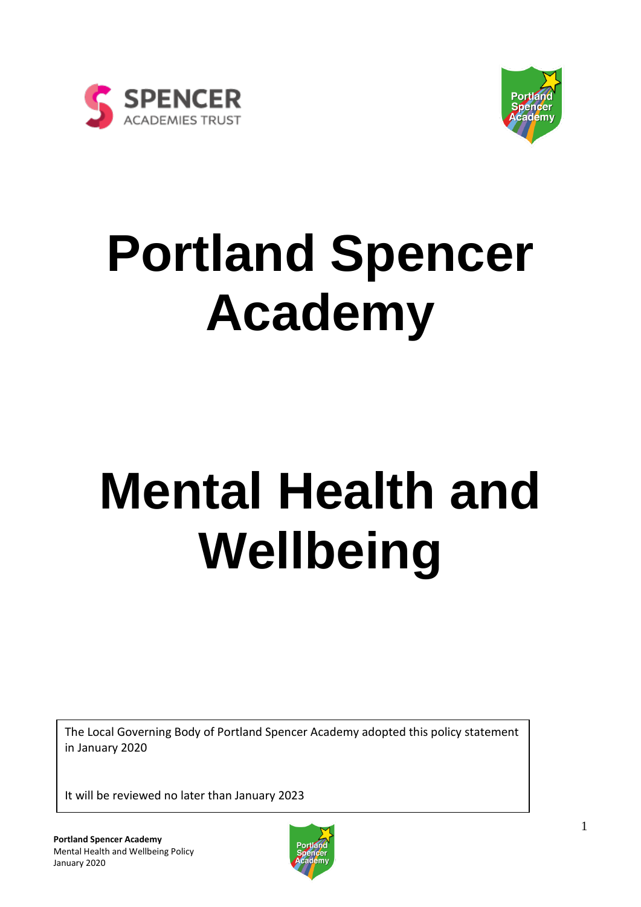# Portland Spencer Academy

# Mental Health and Wellbeing

The Local Governing Body of Portland Spencer Academy adopted this policy statement in January 2020

It will be reviewed no later than January 2023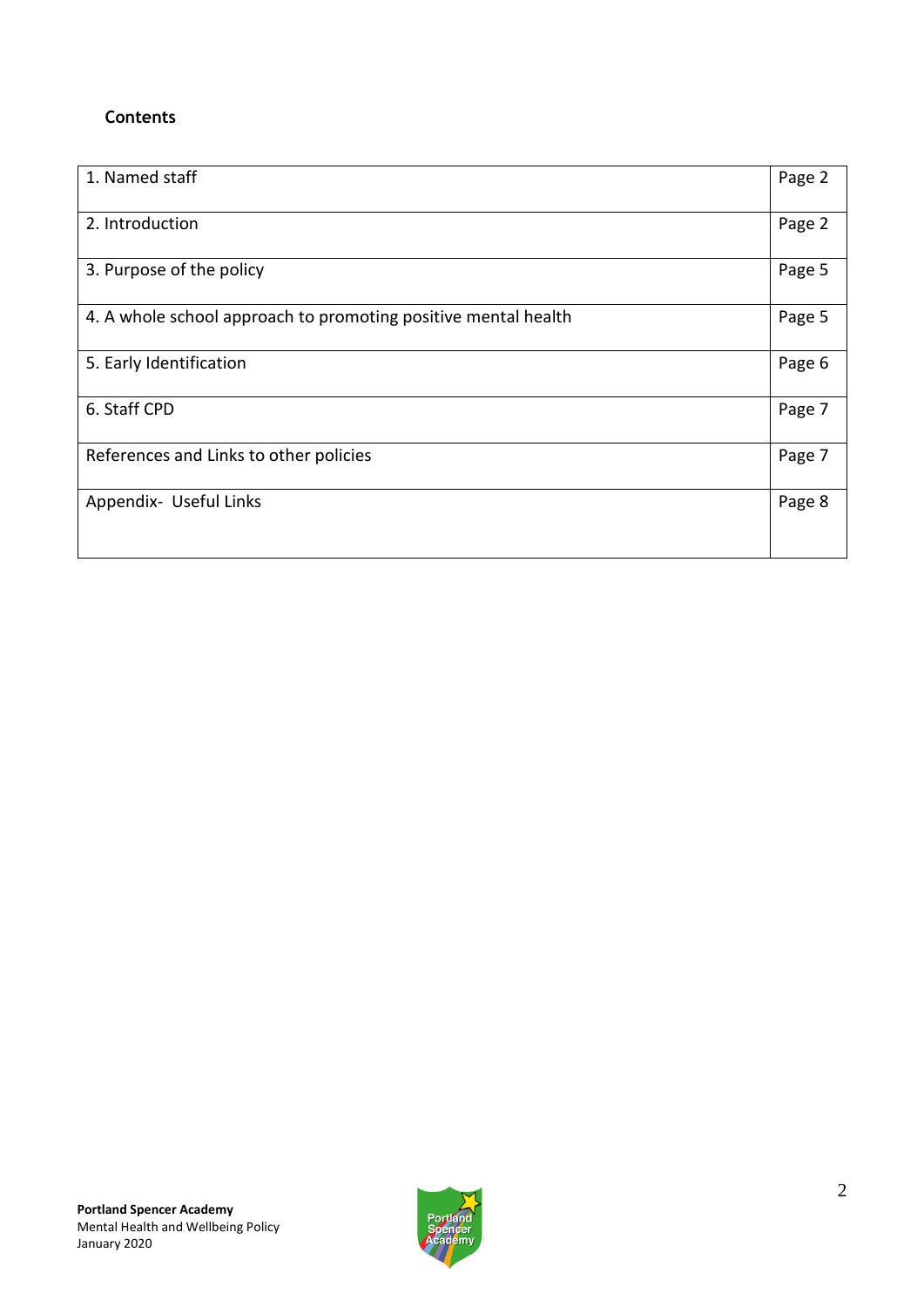**Contents**

| | |
|---|---|
| 1. Named staff | Page 2 |
| 2. Introduction | Page 2 |
| 3. Purpose of the policy | Page 5 |
| 4. A whole school approach to promoting positive mental health | Page 5 |
| 5. Early Identification | Page 6 |
| 6. Staff CPD | Page 7 |
| References and Links to other policies | Page 7 |
| Appendix- Useful Links | Page 8 |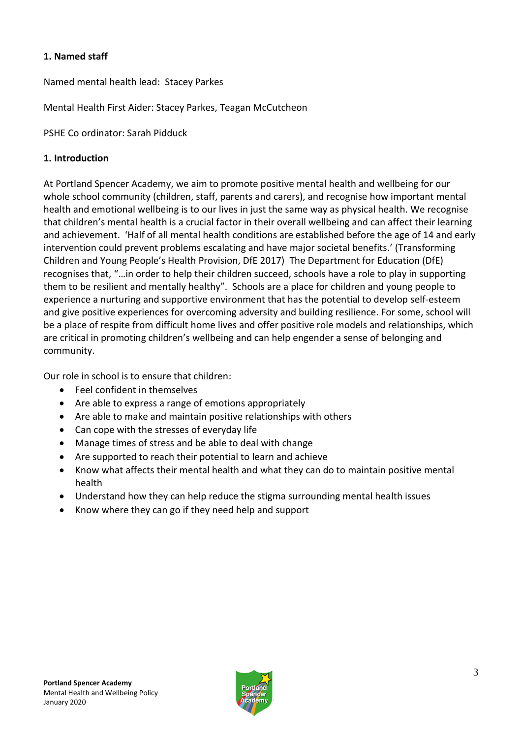### 1. Named staff

Named mental health lead: Stacey Parkes

Mental Health First Aider: Stacey Parkes, Teagan McCutcheon

PSHE Co ordinator: Sarah Pidduck

### 1. Introduction

At Portland Spencer Academy, we aim to promote positive mental health and wellbeing for our whole school community (children, staff, parents and carers), and recognise how important mental health and emotional wellbeing is to our lives in just the same way as physical health. We recognise that children's mental health is a crucial factor in their overall wellbeing and can affect their learning and achievement. 'Half of all mental health conditions are established before the age of 14 and early intervention could prevent problems escalating and have major societal benefits.' (Transforming Children and Young People's Health Provision, DfE 2017) The Department for Education (DfE) recognises that, "…in order to help their children succeed, schools have a role to play in supporting them to be resilient and mentally healthy". Schools are a place for children and young people to experience a nurturing and supportive environment that has the potential to develop self-esteem and give positive experiences for overcoming adversity and building resilience. For some, school will be a place of respite from difficult home lives and offer positive role models and relationships, which are critical in promoting children's wellbeing and can help engender a sense of belonging and community.

Our role in school is to ensure that children:

- Feel confident in themselves
- Are able to express a range of emotions appropriately
- Are able to make and maintain positive relationships with others
- Can cope with the stresses of everyday life
- Manage times of stress and be able to deal with change
- Are supported to reach their potential to learn and achieve
- Know what affects their mental health and what they can do to maintain positive mental health
- Understand how they can help reduce the stigma surrounding mental health issues
- Know where they can go if they need help and support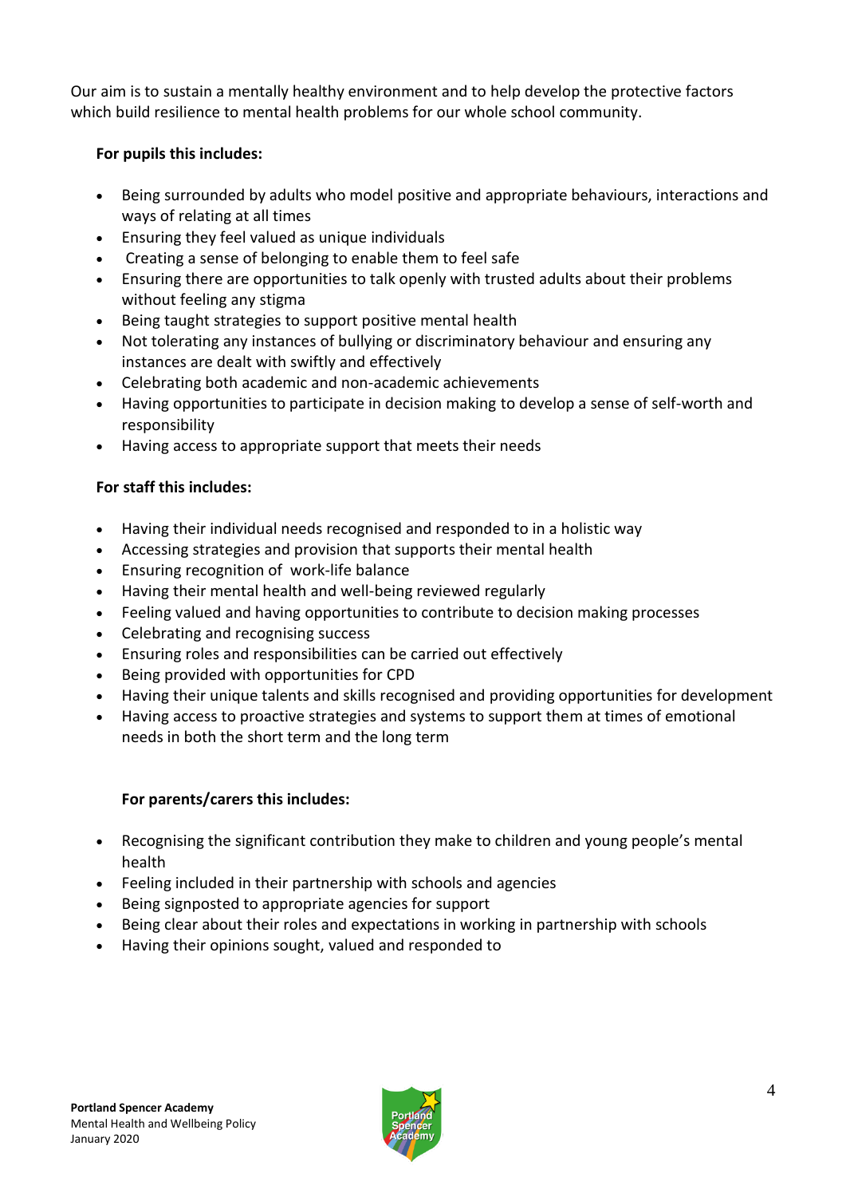Our aim is to sustain a mentally healthy environment and to help develop the protective factors which build resilience to mental health problems for our whole school community.

**For pupils this includes:**

- Being surrounded by adults who model positive and appropriate behaviours, interactions and ways of relating at all times
- Ensuring they feel valued as unique individuals
- Creating a sense of belonging to enable them to feel safe
- Ensuring there are opportunities to talk openly with trusted adults about their problems without feeling any stigma
- Being taught strategies to support positive mental health
- Not tolerating any instances of bullying or discriminatory behaviour and ensuring any instances are dealt with swiftly and effectively
- Celebrating both academic and non-academic achievements
- Having opportunities to participate in decision making to develop a sense of self-worth and responsibility
- Having access to appropriate support that meets their needs

**For staff this includes:**

- Having their individual needs recognised and responded to in a holistic way
- Accessing strategies and provision that supports their mental health
- Ensuring recognition of work-life balance
- Having their mental health and well-being reviewed regularly
- Feeling valued and having opportunities to contribute to decision making processes
- Celebrating and recognising success
- Ensuring roles and responsibilities can be carried out effectively
- Being provided with opportunities for CPD
- Having their unique talents and skills recognised and providing opportunities for development
- Having access to proactive strategies and systems to support them at times of emotional needs in both the short term and the long term

**For parents/carers this includes:**

- Recognising the significant contribution they make to children and young people's mental health
- Feeling included in their partnership with schools and agencies
- Being signposted to appropriate agencies for support
- Being clear about their roles and expectations in working in partnership with schools
- Having their opinions sought, valued and responded to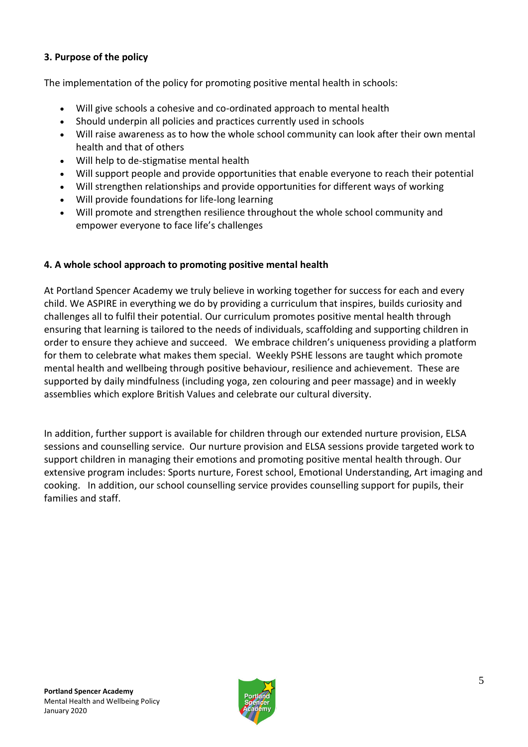### 3. Purpose of the policy

The implementation of the policy for promoting positive mental health in schools:

- Will give schools a cohesive and co-ordinated approach to mental health
- Should underpin all policies and practices currently used in schools
- Will raise awareness as to how the whole school community can look after their own mental health and that of others
- Will help to de-stigmatise mental health
- Will support people and provide opportunities that enable everyone to reach their potential
- Will strengthen relationships and provide opportunities for different ways of working
- Will provide foundations for life-long learning
- Will promote and strengthen resilience throughout the whole school community and empower everyone to face life's challenges

### 4. A whole school approach to promoting positive mental health

At Portland Spencer Academy we truly believe in working together for success for each and every child. We ASPIRE in everything we do by providing a curriculum that inspires, builds curiosity and challenges all to fulfil their potential. Our curriculum promotes positive mental health through ensuring that learning is tailored to the needs of individuals, scaffolding and supporting children in order to ensure they achieve and succeed. We embrace children's uniqueness providing a platform for them to celebrate what makes them special. Weekly PSHE lessons are taught which promote mental health and wellbeing through positive behaviour, resilience and achievement. These are supported by daily mindfulness (including yoga, zen colouring and peer massage) and in weekly assemblies which explore British Values and celebrate our cultural diversity.

In addition, further support is available for children through our extended nurture provision, ELSA sessions and counselling service. Our nurture provision and ELSA sessions provide targeted work to support children in managing their emotions and promoting positive mental health through. Our extensive program includes: Sports nurture, Forest school, Emotional Understanding, Art imaging and cooking. In addition, our school counselling service provides counselling support for pupils, their families and staff.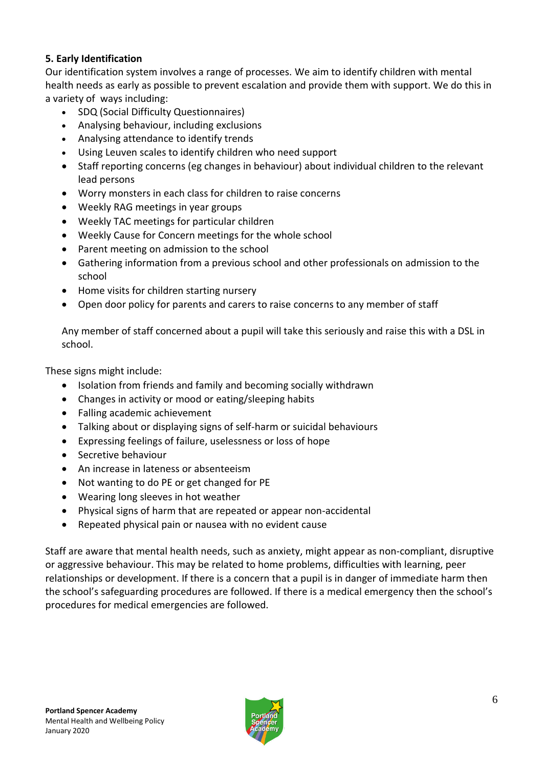**5. Early Identification**

Our identification system involves a range of processes. We aim to identify children with mental health needs as early as possible to prevent escalation and provide them with support. We do this in a variety of ways including:

- SDQ (Social Difficulty Questionnaires)
- Analysing behaviour, including exclusions
- Analysing attendance to identify trends
- Using Leuven scales to identify children who need support
- Staff reporting concerns (eg changes in behaviour) about individual children to the relevant lead persons
- Worry monsters in each class for children to raise concerns
- Weekly RAG meetings in year groups
- Weekly TAC meetings for particular children
- Weekly Cause for Concern meetings for the whole school
- Parent meeting on admission to the school
- Gathering information from a previous school and other professionals on admission to the school
- Home visits for children starting nursery
- Open door policy for parents and carers to raise concerns to any member of staff

Any member of staff concerned about a pupil will take this seriously and raise this with a DSL in school.

These signs might include:

- Isolation from friends and family and becoming socially withdrawn
- Changes in activity or mood or eating/sleeping habits
- Falling academic achievement
- Talking about or displaying signs of self-harm or suicidal behaviours
- Expressing feelings of failure, uselessness or loss of hope
- Secretive behaviour
- An increase in lateness or absenteeism
- Not wanting to do PE or get changed for PE
- Wearing long sleeves in hot weather
- Physical signs of harm that are repeated or appear non-accidental
- Repeated physical pain or nausea with no evident cause

Staff are aware that mental health needs, such as anxiety, might appear as non-compliant, disruptive or aggressive behaviour. This may be related to home problems, difficulties with learning, peer relationships or development. If there is a concern that a pupil is in danger of immediate harm then the school's safeguarding procedures are followed. If there is a medical emergency then the school's procedures for medical emergencies are followed.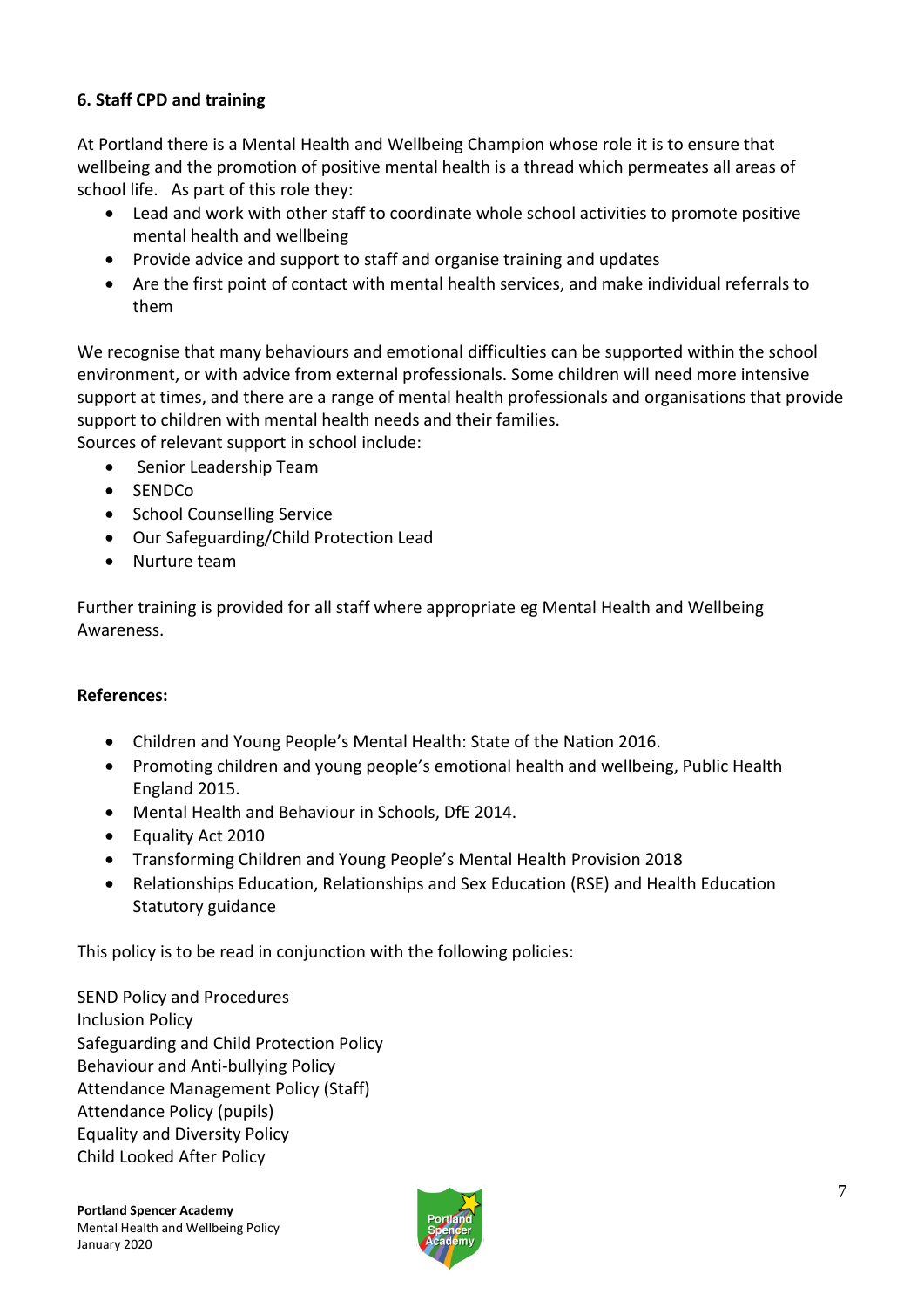### 6. Staff CPD and training

At Portland there is a Mental Health and Wellbeing Champion whose role it is to ensure that wellbeing and the promotion of positive mental health is a thread which permeates all areas of school life. As part of this role they:

- Lead and work with other staff to coordinate whole school activities to promote positive mental health and wellbeing
- Provide advice and support to staff and organise training and updates
- Are the first point of contact with mental health services, and make individual referrals to them

We recognise that many behaviours and emotional difficulties can be supported within the school environment, or with advice from external professionals. Some children will need more intensive support at times, and there are a range of mental health professionals and organisations that provide support to children with mental health needs and their families.
Sources of relevant support in school include:

- Senior Leadership Team
- SENDCo
- School Counselling Service
- Our Safeguarding/Child Protection Lead
- Nurture team

Further training is provided for all staff where appropriate eg Mental Health and Wellbeing Awareness.

**References:**

- Children and Young People's Mental Health: State of the Nation 2016.
- Promoting children and young people's emotional health and wellbeing, Public Health England 2015.
- Mental Health and Behaviour in Schools, DfE 2014.
- Equality Act 2010
- Transforming Children and Young People's Mental Health Provision 2018
- Relationships Education, Relationships and Sex Education (RSE) and Health Education Statutory guidance

This policy is to be read in conjunction with the following policies:

SEND Policy and Procedures
Inclusion Policy
Safeguarding and Child Protection Policy
Behaviour and Anti-bullying Policy
Attendance Management Policy (Staff)
Attendance Policy (pupils)
Equality and Diversity Policy
Child Looked After Policy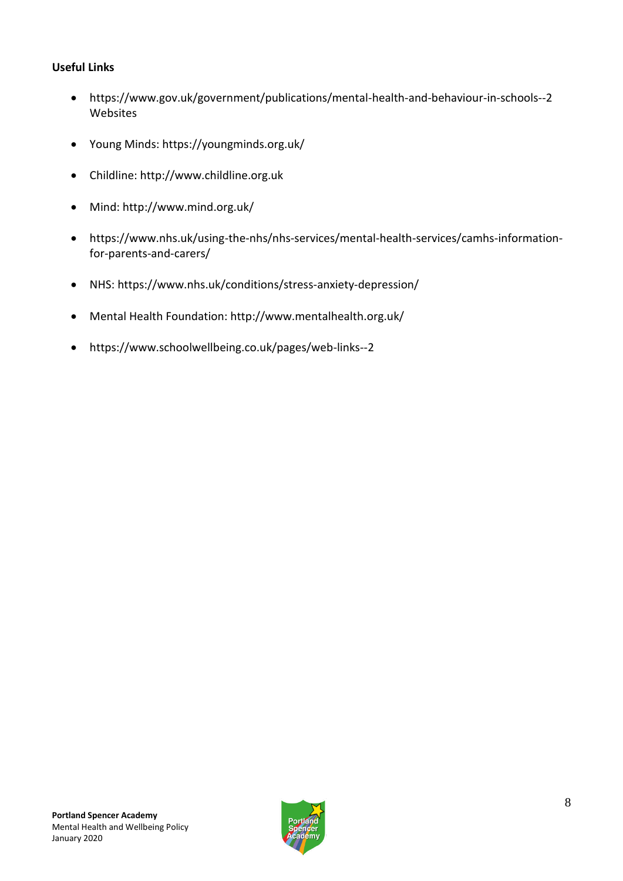**Useful Links**

- https://www.gov.uk/government/publications/mental-health-and-behaviour-in-schools--2 Websites
- Young Minds: https://youngminds.org.uk/
- Childline: http://www.childline.org.uk
- Mind: http://www.mind.org.uk/
- https://www.nhs.uk/using-the-nhs/nhs-services/mental-health-services/camhs-information-for-parents-and-carers/
- NHS: https://www.nhs.uk/conditions/stress-anxiety-depression/
- Mental Health Foundation: http://www.mentalhealth.org.uk/
- https://www.schoolwellbeing.co.uk/pages/web-links--2